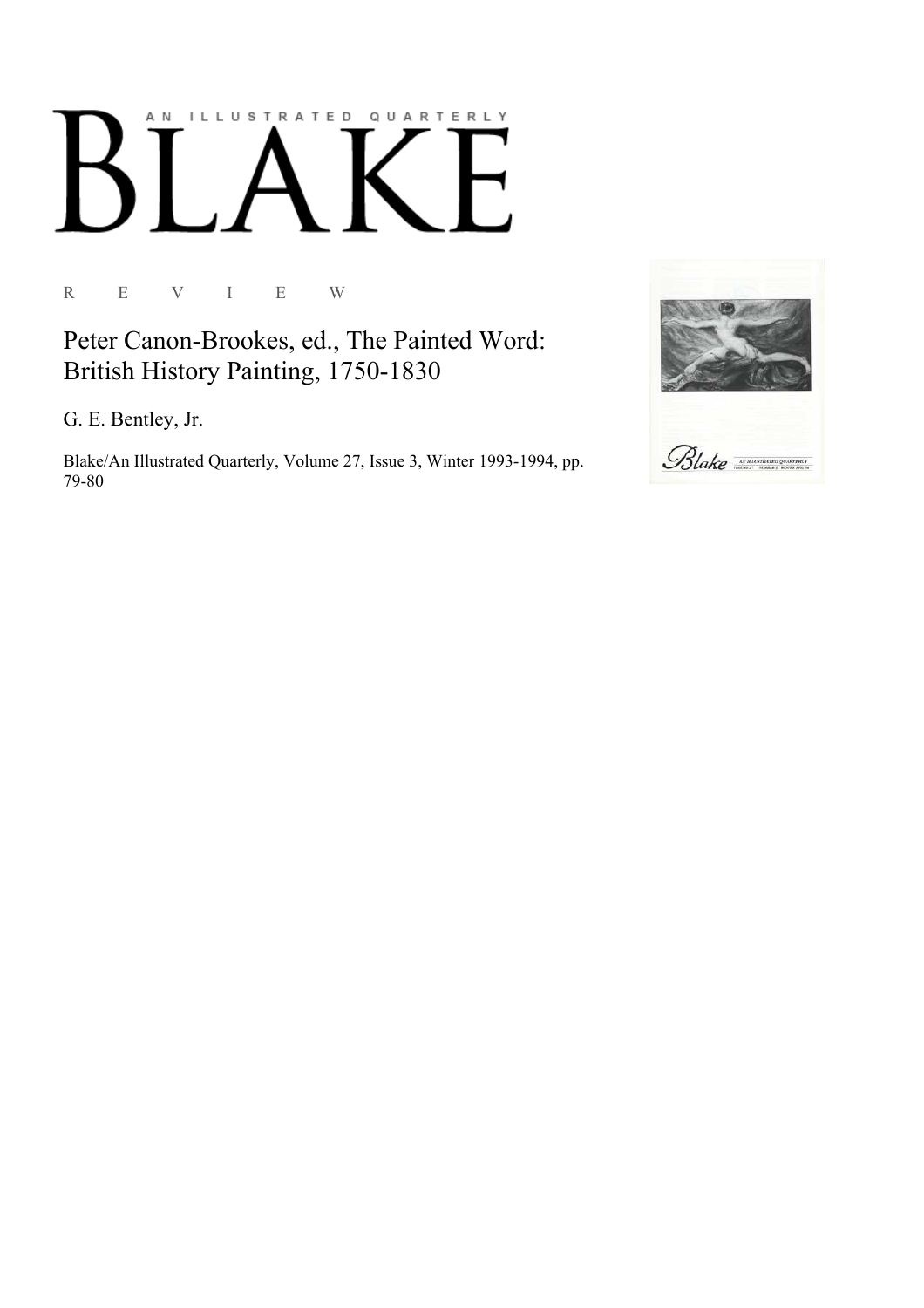AN ILLUSTRATED QUARTERLY

# BLAKE

R E V I E W

## Peter Canon-Brookes, ed., The Painted Word: British History Painting, 1750-1830

G. E. Bentley, Jr.

Blake/An Illustrated Quarterly, Volume 27, Issue 3, Winter 1993-1994, pp. 79-80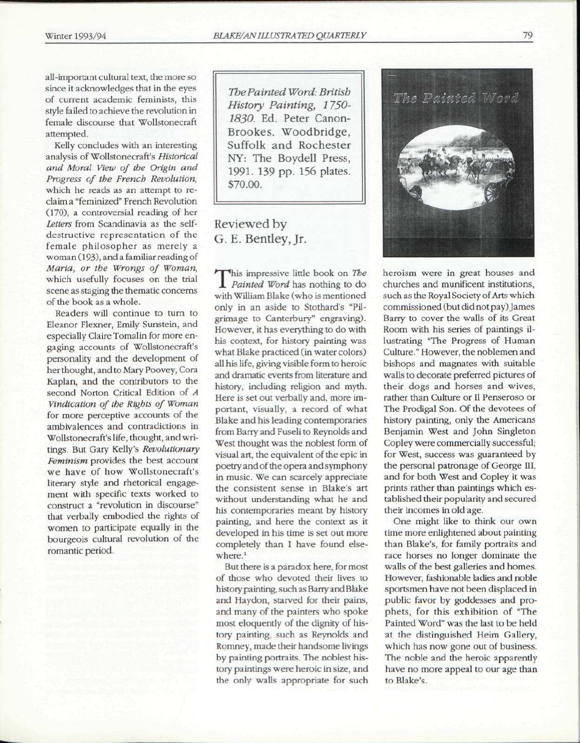all-important cultural text, the more so since it acknowledges that in the eyes of current academic feminists, this style failed to achieve the revolution in female discourse that Wollstonecraft attempted.

Kelly concludes with an interesting analysis of Wollstonecraft's *Historical and Moral View of the Origin and Progress of the French Revolution*, which he reads as an attempt to reclaim a "feminized" French Revolution (170), a controversial reading of her *Letters* from Scandinavia as the self-destructive representation of the female philosopher as merely a woman (193), and a familiar reading of *Maria, or the Wrongs of Woman*, which usefully focuses on the trial scene as staging the thematic concerns of the book as a whole.

Readers will continue to turn to Eleanor Flexner, Emily Sunstein, and especially Claire Tomalin for more engaging accounts of Wollstonecraft's personality and the development of her thought, and to Mary Poovey, Cora Kaplan, and the contributors to the second Norton Critical Edition of *A Vindication of the Rights of Woman* for more perceptive accounts of the ambivalences and contradictions in Wollstonecraft's life, thought, and writings. But Gary Kelly's *Revolutionary Feminism* provides the best account we have of how Wollstonecraft's literary style and rhetorical engagement with specific texts worked to construct a "revolution in discourse" that verbally embodied the rights of women to participate equally in the bourgeois cultural revolution of the romantic period.

*The Painted Word: British History Painting, 1750-1830*. Ed. Peter Canon-Brookes. Woodbridge, Suffolk and Rochester NY: The Boydell Press, 1991. 139 pp. 156 plates. $70.00.

## Reviewed by G. E. Bentley, Jr.

This impressive little book on *The Painted Word* has nothing to do with William Blake (who is mentioned only in an aside to Stothard's "Pilgrimage to Canterbury" engraving). However, it has everything to do with his context, for history painting was what Blake practiced (in water colors) all his life, giving visible form to heroic and dramatic events from literature and history, including religion and myth. Here is set out verbally and, more important, visually, a record of what Blake and his leading contemporaries from Barry and Fuseli to Reynolds and West thought was the noblest form of visual art, the equivalent of the epic in poetry and of the opera and symphony in music. We can scarcely appreciate the consistent sense in Blake's art without understanding what he and his contemporaries meant by history painting, and here the context as it developed in his time is set out more completely than I have found elsewhere.[1]

But there is a paradox here, for most of those who devoted their lives to history painting, such as Barry and Blake and Haydon, starved for their pains, and many of the painters who spoke most eloquently of the dignity of history painting, such as Reynolds and Romney, made their handsome livings by painting portraits. The noblest history paintings were heroic in size, and the only walls appropriate for such heroism were in great houses and churches and munificent institutions, such as the Royal Society of Arts which commissioned (but did not pay) James Barry to cover the walls of its Great Room with his series of paintings illustrating "The Progress of Human Culture." However, the noblemen and bishops and magnates with suitable walls to decorate preferred pictures of their dogs and horses and wives, rather than Culture or Il Penseroso or The Prodigal Son. Of the devotees of history painting, only the Americans Benjamin West and John Singleton Copley were commercially successful; for West, success was guaranteed by the personal patronage of George III, and for both West and Copley it was prints rather than paintings which established their popularity and secured their incomes in old age.

One might like to think our own time more enlightened about painting than Blake's, for family portraits and race horses no longer dominate the walls of the best galleries and homes. However, fashionable ladies and noble sportsmen have not been displaced in public favor by goddesses and prophets, for this exhibition of "The Painted Word" was the last to be held at the distinguished Heim Gallery, which has now gone out of business. The noble and the heroic apparently have no more appeal to our age than to Blake's.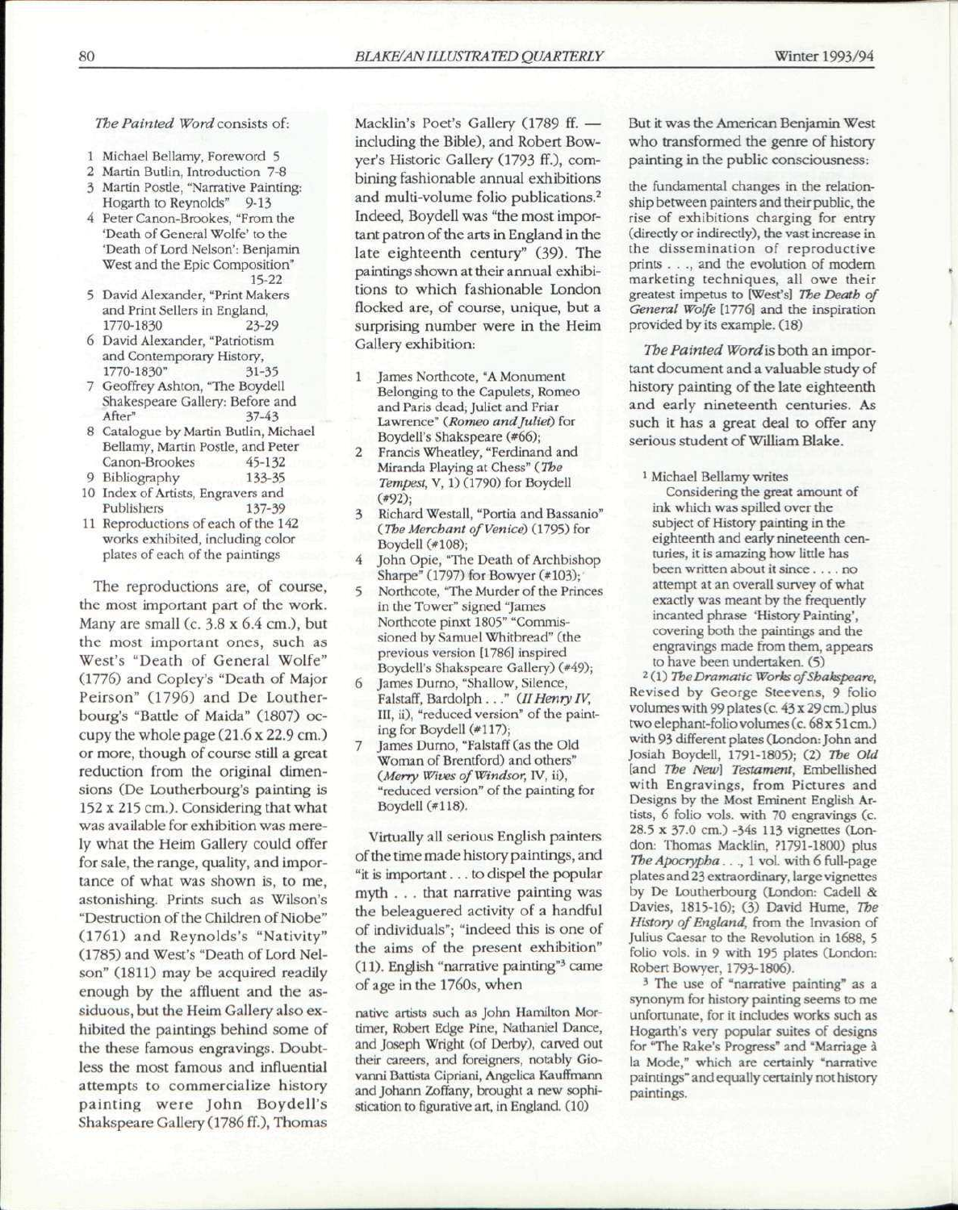*The Painted Word* consists of:

1 Michael Bellamy, Foreword 5
2 Martin Butlin, Introduction 7-8
3 Martin Postle, "Narrative Painting: Hogarth to Reynolds" 9-13
4 Peter Canon-Brookes, "From the 'Death of General Wolfe' to the 'Death of Lord Nelson': Benjamin West and the Epic Composition" 15-22
5 David Alexander, "Print Makers and Print Sellers in England, 1770-1830 23-29
6 David Alexander, "Patriotism and Contemporary History, 1770-1830" 31-35
7 Geoffrey Ashton, "The Boydell Shakespeare Gallery: Before and After" 37-43
8 Catalogue by Martin Butlin, Michael Bellamy, Martin Postle, and Peter Canon-Brookes 45-132
9 Bibliography 133-35
10 Index of Artists, Engravers and Publishers 137-39
11 Reproductions of each of the 142 works exhibited, including color plates of each of the paintings

The reproductions are, of course, the most important part of the work. Many are small (c. 3.8 x 6.4 cm.), but the most important ones, such as West's "Death of General Wolfe" (1776) and Copley's "Death of Major Peirson" (1796) and De Loutherbourg's "Battle of Maida" (1807) occupy the whole page (21.6 x 22.9 cm.) or more, though of course still a great reduction from the original dimensions (De Loutherbourg's painting is 152 x 215 cm.). Considering that what was available for exhibition was merely what the Heim Gallery could offer for sale, the range, quality, and importance of what was shown is, to me, astonishing. Prints such as Wilson's "Destruction of the Children of Niobe" (1761) and Reynolds's "Nativity" (1785) and West's "Death of Lord Nelson" (1811) may be acquired readily enough by the affluent and the assiduous, but the Heim Gallery also exhibited the paintings behind some of the these famous engravings. Doubtless the most famous and influential attempts to commercialize history painting were John Boydell's Shakspeare Gallery (1786 ff.), Thomas Macklin's Poet's Gallery (1789 ff. — including the Bible), and Robert Bowyer's Historic Gallery (1793 ff.), combining fashionable annual exhibitions and multi-volume folio publications.[2] Indeed, Boydell was "the most important patron of the arts in England in the late eighteenth century" (39). The paintings shown at their annual exhibitions to which fashionable London flocked are, of course, unique, but a surprising number were in the Heim Gallery exhibition:

1 James Northcote, "A Monument Belonging to the Capulets, Romeo and Paris dead; Juliet and Friar Lawrence" (*Romeo and Juliet*) for Boydell's Shakspeare (#66);
2 Francis Wheatley, "Ferdinand and Miranda Playing at Chess" (*The Tempest*, V, 1) (1790) for Boydell (#92);
3 Richard Westall, "Portia and Bassanio" (*The Merchant of Venice*) (1795) for Boydell (#108);
4 John Opie, "The Death of Archbishop Sharpe" (1797) for Bowyer (#103);
5 Northcote, "The Murder of the Princes in the Tower" signed "James Northcote pinxt 1805" "Commissioned by Samuel Whitbread" (the previous version [1786] inspired Boydell's Shakspeare Gallery) (#49);
6 James Durno, "Shallow, Silence, Falstaff, Bardolph . . ." (*II Henry IV*, III, ii), "reduced version" of the painting for Boydell (#117);
7 James Durno, "Falstaff (as the Old Woman of Brentford) and others" (*Merry Wives of Windsor*, IV, ii), "reduced version" of the painting for Boydell (#118).

Virtually all serious English painters of the time made history paintings, and "it is important . . . to dispel the popular myth . . . that narrative painting was the beleaguered activity of a handful of individuals"; "indeed this is one of the aims of the present exhibition" (11). English "narrative painting"[3] came of age in the 1760s, when

native artists such as John Hamilton Mortimer, Robert Edge Pine, Nathaniel Dance, and Joseph Wright (of Derby), carved out their careers, and foreigners, notably Giovanni Battista Cipriani, Angelica Kauffmann and Johann Zoffany, brought a new sophistication to figurative art, in England. (10)

But it was the American Benjamin West who transformed the genre of history painting in the public consciousness:

the fundamental changes in the relationship between painters and their public, the rise of exhibitions charging for entry (directly or indirectly), the vast increase in the dissemination of reproductive prints . . ., and the evolution of modern marketing techniques, all owe their greatest impetus to [West's] *The Death of General Wolfe* [1776] and the inspiration provided by its example. (18)

*The Painted Word* is both an important document and a valuable study of history painting of the late eighteenth and early nineteenth centuries. As such it has a great deal to offer any serious student of William Blake.

[1] Michael Bellamy writes

Considering the great amount of ink which was spilled over the subject of History painting in the eighteenth and early nineteenth centuries, it is amazing how little has been written about it since . . . . no attempt at an overall survey of what exactly was meant by the frequently incanted phrase 'History Painting', covering both the paintings and the engravings made from them, appears to have been undertaken. (5)

[2] (1) *The Dramatic Works of Shakspeare*, Revised by George Steevens, 9 folio volumes with 99 plates (c. 43 x 29 cm.) plus two elephant-folio volumes (c. 68 x 51 cm.) with 93 different plates (London: John and Josiah Boydell, 1791-1805); (2) *The Old* [and *The New*] *Testament*, Embellished with Engravings, from Pictures and Designs by the Most Eminent English Artists, 6 folio vols. with 70 engravings (c. 28.5 x 37.0 cm.) -34s 113 vignettes (London: Thomas Macklin, ?1791-1800) plus *The Apocrypha* . . ., 1 vol. with 6 full-page plates and 23 extraordinary, large vignettes by De Loutherbourg (London: Cadell & Davies, 1815-16); (3) David Hume, *The History of England*, from the Invasion of Julius Caesar to the Revolution in 1688, 5 folio vols. in 9 with 195 plates (London: Robert Bowyer, 1793-1806).

[3] The use of "narrative painting" as a synonym for history painting seems to me unfortunate, for it includes works such as Hogarth's very popular suites of designs for "The Rake's Progress" and "Marriage à la Mode," which are certainly "narrative paintings" and equally certainly not history paintings.